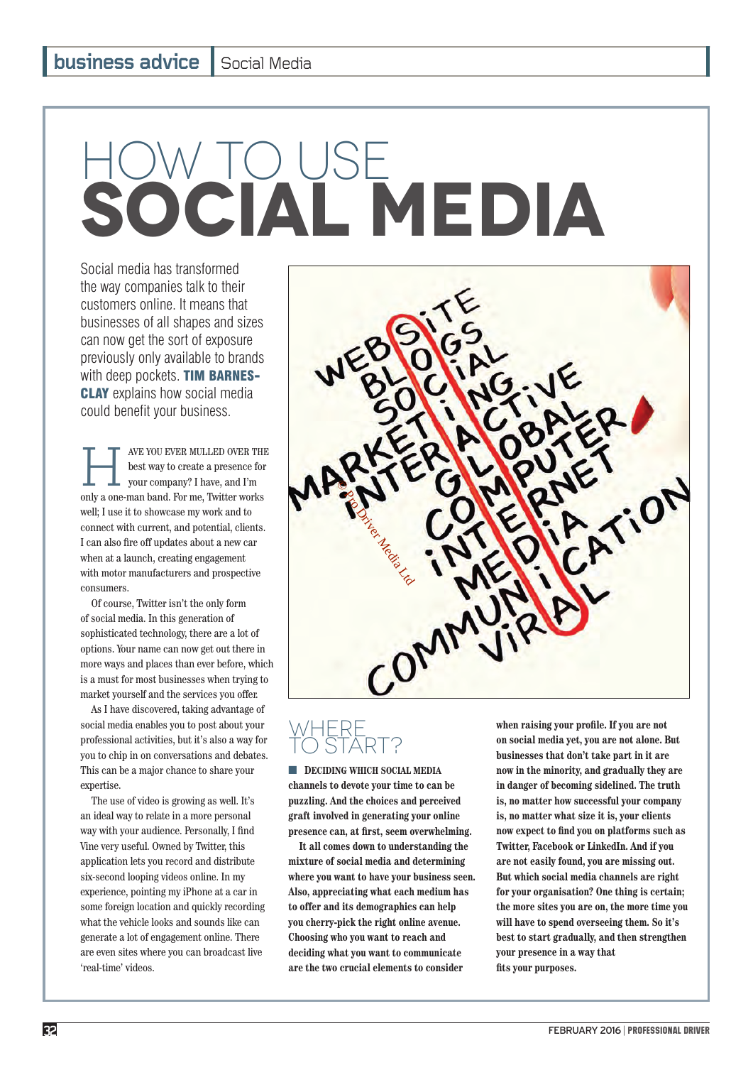# HOW TO USE SOCIAL MEDIA

Social media has transformed the way companies talk to their customers online. It means that businesses of all shapes and sizes can now get the sort of exposure previously only available to brands with deep pockets. **TIM BARNES-CLAY** explains how social media could benefit your business.

HAVE YOU EVER MULLED OVER THE best way to create a presence for your company? I have, and I'm only a one-man band. For me, Twitter works well; I use it to showcase my work and to connect with current, and potential, clients. I can also fire off updates about a new car when at a launch, creating engagement with motor manufacturers and prospective consumers.

Of course, Twitter isn't the only form of social media. In this generation of sophisticated technology, there are a lot of options. Your name can now get out there in more ways and places than ever before, which is a must for most businesses when trying to market yourself and the services you offer.

As I have discovered, taking advantage of social media enables you to post about your professional activities, but it's also a way for you to chip in on conversations and debates. This can be a major chance to share your expertise.

The use of video is growing as well. It's an ideal way to relate in a more personal way with your audience. Personally, I find Vine very useful. Owned by Twitter, this application lets you record and distribute six-second looping videos online. In my experience, pointing my iPhone at a car in some foreign location and quickly recording what the vehicle looks and sounds like can generate a lot of engagement online. There are even sites where you can broadcast live 'real-time' videos.

## WHERE TO START?

**DECIDING WHICH SOCIAL MEDIA channels to devote your time to can be puzzling. And the choices and perceived graft involved in generating your online presence can, at first, seem overwhelming.**

**It all comes down to understanding the mixture of social media and determining where you want to have your business seen. Also, appreciating what each medium has to offer and its demographics can help you cherry-pick the right online avenue. Choosing who you want to reach and deciding what you want to communicate are the two crucial elements to consider when raising your profile. If you are not on social media yet, you are not alone. But businesses that don't take part in it are now in the minority, and gradually they are in danger of becoming sidelined. The truth is, no matter how successful your company is, no matter what size it is, your clients now expect to find you on platforms such as Twitter, Facebook or LinkedIn. And if you are not easily found, you are missing out. But which social media channels are right for your organisation? One thing is certain; the more sites you are on, the more time you will have to spend overseeing them. So it's best to start gradually, and then strengthen your presence in a way that fits your purposes.**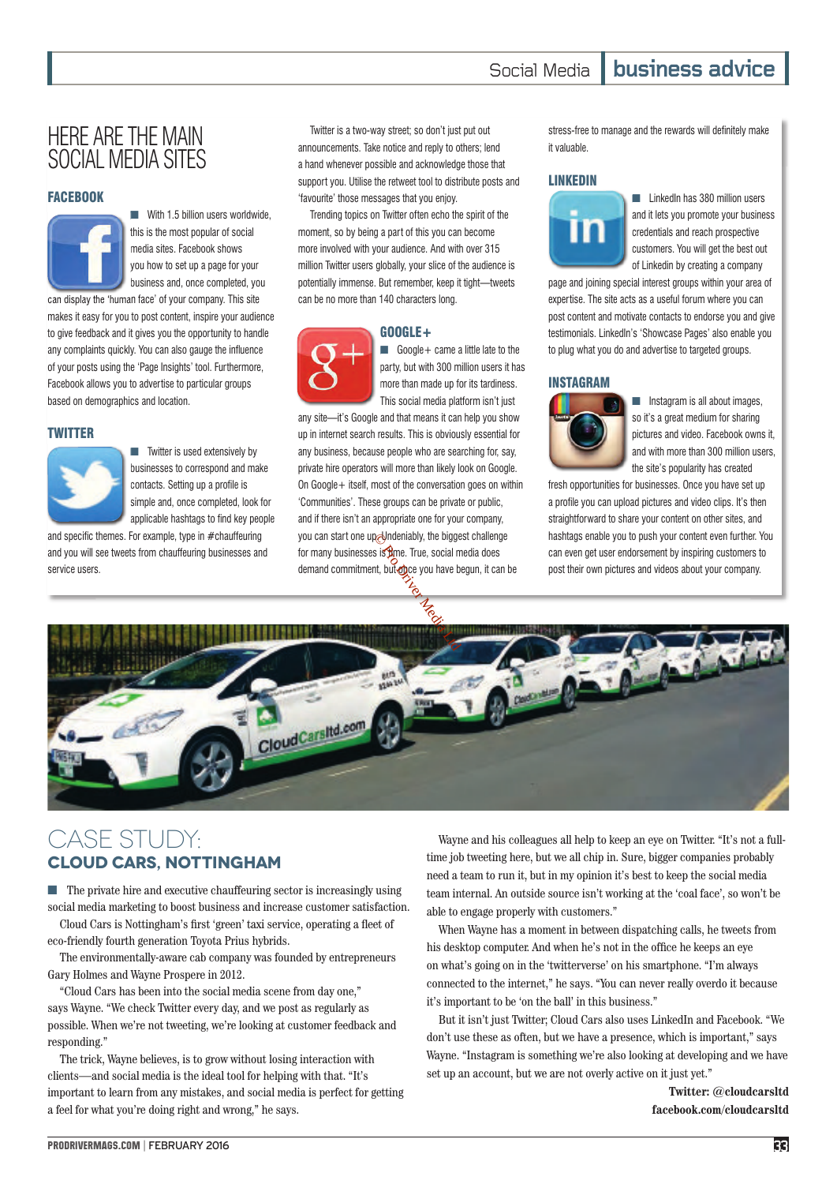# HERE ARE THE MAIN SOCIAL MEDIA SITES

### FACEBOOK

With 1.5 billion users worldwide, this is the most popular of social media sites. Facebook shows you how to set up a page for your business and, once completed, you can display the 'human face' of your company. This site makes it easy for you to post content, inspire your audience to give feedback and it gives you the opportunity to handle any complaints quickly. You can also gauge the influence of your posts using the 'Page Insights' tool. Furthermore, Facebook allows you to advertise to particular groups based on demographics and location.

### TWITTER

Twitter is used extensively by businesses to correspond and make contacts. Setting up a profile is simple and, once completed, look for applicable hashtags to find key people and specific themes. For example, type in #chauffeuring and you will see tweets from chauffeuring businesses and service users.

Twitter is a two-way street; so don't just put out announcements. Take notice and reply to others; lend a hand whenever possible and acknowledge those that support you. Utilise the retweet tool to distribute posts and 'favourite' those messages that you enjoy.

Trending topics on Twitter often echo the spirit of the moment, so by being a part of this you can become more involved with your audience. And with over 315 million Twitter users globally, your slice of the audience is potentially immense. But remember, keep it tight—tweets can be no more than 140 characters long.

### GOOGLE+

Google+ came a little late to the party, but with 300 million users it has more than made up for its tardiness. This social media platform isn't just any site—it's Google and that means it can help you show up in internet search results. This is obviously essential for any business, because people who are searching for, say, private hire operators will more than likely look on Google. On Google+ itself, most of the conversation goes on within 'Communities'. These groups can be private or public, and if there isn't an appropriate one for your company, you can start one up. Undeniably, the biggest challenge for many businesses is time. True, social media does demand commitment, but once you have begun, it can be stress-free to manage and the rewards will definitely make it valuable.

### LINKEDIN

LinkedIn has 380 million users and it lets you promote your business credentials and reach prospective customers. You will get the best out of Linkedin by creating a company page and joining special interest groups within your area of expertise. The site acts as a useful forum where you can post content and motivate contacts to endorse you and give testimonials. LinkedIn's 'Showcase Pages' also enable you to plug what you do and advertise to targeted groups.

### INSTAGRAM

Instagram is all about images, so it's a great medium for sharing pictures and video. Facebook owns it, and with more than 300 million users, the site's popularity has created fresh opportunities for businesses. Once you have set up a profile you can upload pictures and video clips. It's then straightforward to share your content on other sites, and hashtags enable you to push your content even further. You can even get user endorsement by inspiring customers to post their own pictures and videos about your company.

# CASE STUDY:
## CLOUD CARS, NOTTINGHAM

The private hire and executive chauffeuring sector is increasingly using social media marketing to boost business and increase customer satisfaction.

Cloud Cars is Nottingham's first 'green' taxi service, operating a fleet of eco-friendly fourth generation Toyota Prius hybrids.

The environmentally-aware cab company was founded by entrepreneurs Gary Holmes and Wayne Prospere in 2012.

"Cloud Cars has been into the social media scene from day one," says Wayne. "We check Twitter every day, and we post as regularly as possible. When we're not tweeting, we're looking at customer feedback and responding."

The trick, Wayne believes, is to grow without losing interaction with clients—and social media is the ideal tool for helping with that. "It's important to learn from any mistakes, and social media is perfect for getting a feel for what you're doing right and wrong," he says.

Wayne and his colleagues all help to keep an eye on Twitter. "It's not a full-time job tweeting here, but we all chip in. Sure, bigger companies probably need a team to run it, but in my opinion it's best to keep the social media team internal. An outside source isn't working at the 'coal face', so won't be able to engage properly with customers."

When Wayne has a moment in between dispatching calls, he tweets from his desktop computer. And when he's not in the office he keeps an eye on what's going on in the 'twitterverse' on his smartphone. "I'm always connected to the internet," he says. "You can never really overdo it because it's important to be 'on the ball' in this business."

But it isn't just Twitter; Cloud Cars also uses LinkedIn and Facebook. "We don't use these as often, but we have a presence, which is important," says Wayne. "Instagram is something we're also looking at developing and we have set up an account, but we are not overly active on it just yet."

**Twitter: @cloudcarsltd**
**facebook.com/cloudcarsltd**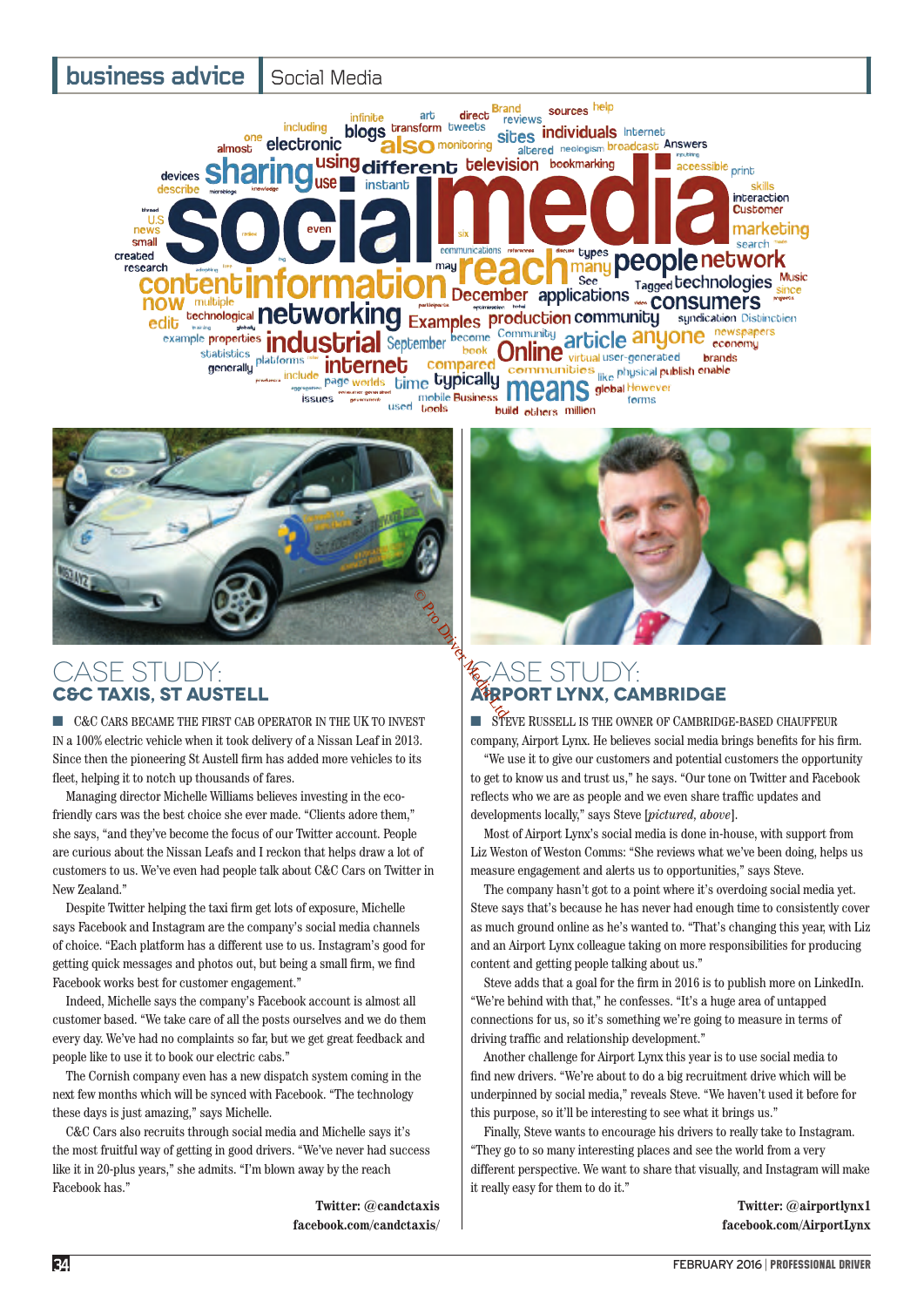# business advice | Social Media

## CASE STUDY: C&C TAXIS, ST AUSTELL

C&C CARS BECAME THE FIRST CAB OPERATOR IN THE UK TO INVEST IN a 100% electric vehicle when it took delivery of a Nissan Leaf in 2013. Since then the pioneering St Austell firm has added more vehicles to its fleet, helping it to notch up thousands of fares.

Managing director Michelle Williams believes investing in the eco-friendly cars was the best choice she ever made. "Clients adore them," she says, "and they've become the focus of our Twitter account. People are curious about the Nissan Leafs and I reckon that helps draw a lot of customers to us. We've even had people talk about C&C Cars on Twitter in New Zealand."

Despite Twitter helping the taxi firm get lots of exposure, Michelle says Facebook and Instagram are the company's social media channels of choice. "Each platform has a different use to us. Instagram's good for getting quick messages and photos out, but being a small firm, we find Facebook works best for customer engagement."

Indeed, Michelle says the company's Facebook account is almost all customer based. "We take care of all the posts ourselves and we do them every day. We've had no complaints so far, but we get great feedback and people like to use it to book our electric cabs."

The Cornish company even has a new dispatch system coming in the next few months which will be synced with Facebook. "The technology these days is just amazing," says Michelle.

C&C Cars also recruits through social media and Michelle says it's the most fruitful way of getting in good drivers. "We've never had success like it in 20-plus years," she admits. "I'm blown away by the reach Facebook has."

**Twitter: @candctaxis**
**facebook.com/candctaxis/**

## CASE STUDY: AIRPORT LYNX, CAMBRIDGE

STEVE RUSSELL IS THE OWNER OF CAMBRIDGE-BASED CHAUFFEUR company, Airport Lynx. He believes social media brings benefits for his firm.

"We use it to give our customers and potential customers the opportunity to get to know us and trust us," he says. "Our tone on Twitter and Facebook reflects who we are as people and we even share traffic updates and developments locally," says Steve [*pictured, above*].

Most of Airport Lynx's social media is done in-house, with support from Liz Weston of Weston Comms: "She reviews what we've been doing, helps us measure engagement and alerts us to opportunities," says Steve.

The company hasn't got to a point where it's overdoing social media yet. Steve says that's because he has never had enough time to consistently cover as much ground online as he's wanted to. "That's changing this year, with Liz and an Airport Lynx colleague taking on more responsibilities for producing content and getting people talking about us."

Steve adds that a goal for the firm in 2016 is to publish more on LinkedIn. "We're behind with that," he confesses. "It's a huge area of untapped connections for us, so it's something we're going to measure in terms of driving traffic and relationship development."

Another challenge for Airport Lynx this year is to use social media to find new drivers. "We're about to do a big recruitment drive which will be underpinned by social media," reveals Steve. "We haven't used it before for this purpose, so it'll be interesting to see what it brings us."

Finally, Steve wants to encourage his drivers to really take to Instagram. "They go to so many interesting places and see the world from a very different perspective. We want to share that visually, and Instagram will make it really easy for them to do it."

**Twitter: @airportlynx1**
**facebook.com/AirportLynx**